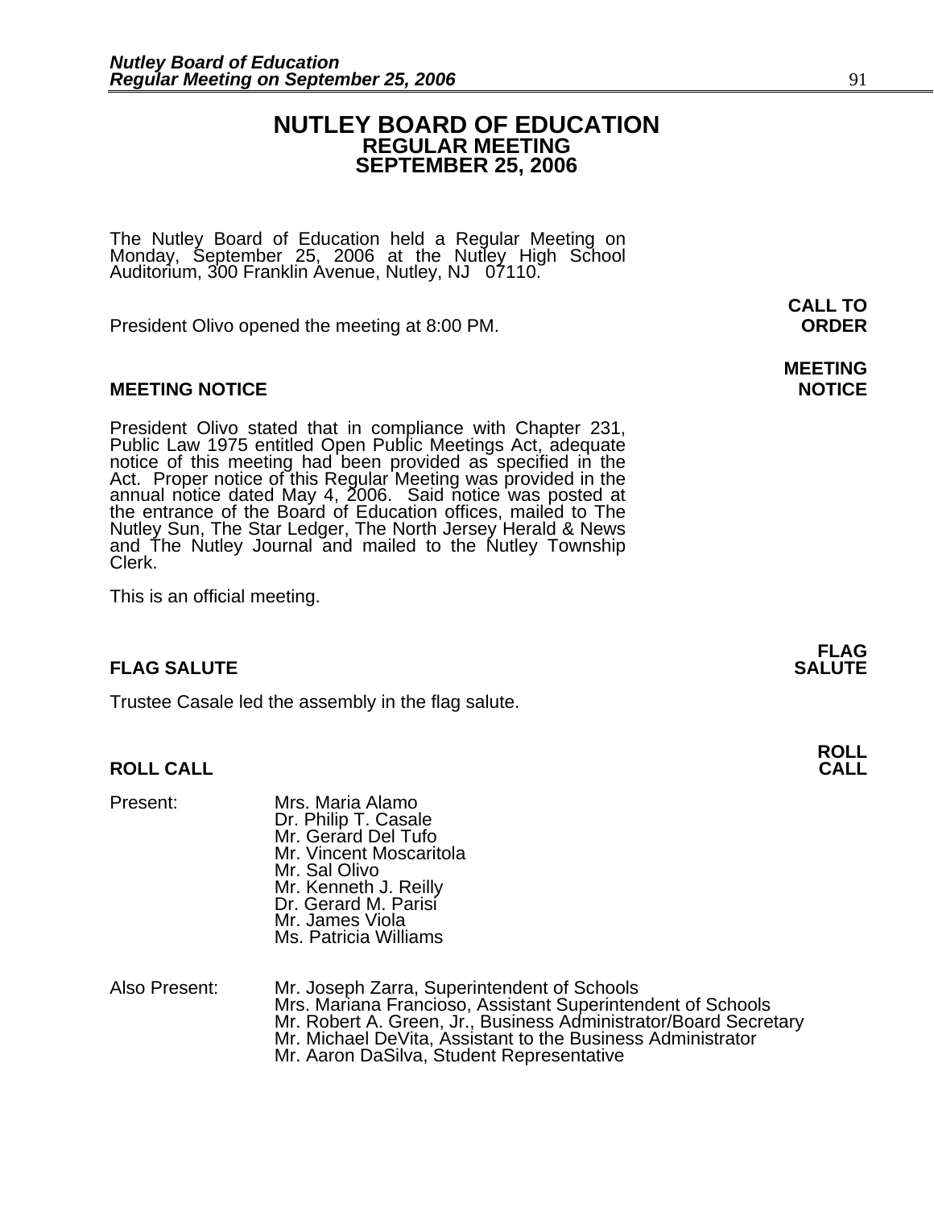# NUTLEY BOARD OF EDUCATION
## REGULAR MEETING
## SEPTEMBER 25, 2006

The Nutley Board of Education held a Regular Meeting on Monday, September 25, 2006 at the Nutley High School Auditorium, 300 Franklin Avenue, Nutley, NJ 07110.

**CALL TO ORDER**

President Olivo opened the meeting at 8:00 PM.

**MEETING NOTICE**

President Olivo stated that in compliance with Chapter 231, Public Law 1975 entitled Open Public Meetings Act, adequate notice of this meeting had been provided as specified in the Act. Proper notice of this Regular Meeting was provided in the annual notice dated May 4, 2006. Said notice was posted at the entrance of the Board of Education offices, mailed to The Nutley Sun, The Star Ledger, The North Jersey Herald & News and The Nutley Journal and mailed to the Nutley Township Clerk.

This is an official meeting.

**FLAG SALUTE**

Trustee Casale led the assembly in the flag salute.

**ROLL CALL**

Present:
- Mrs. Maria Alamo
- Dr. Philip T. Casale
- Mr. Gerard Del Tufo
- Mr. Vincent Moscaritola
- Mr. Sal Olivo
- Mr. Kenneth J. Reilly
- Dr. Gerard M. Parisi
- Mr. James Viola
- Ms. Patricia Williams

Also Present:
- Mr. Joseph Zarra, Superintendent of Schools
- Mrs. Mariana Francioso, Assistant Superintendent of Schools
- Mr. Robert A. Green, Jr., Business Administrator/Board Secretary
- Mr. Michael DeVita, Assistant to the Business Administrator
- Mr. Aaron DaSilva, Student Representative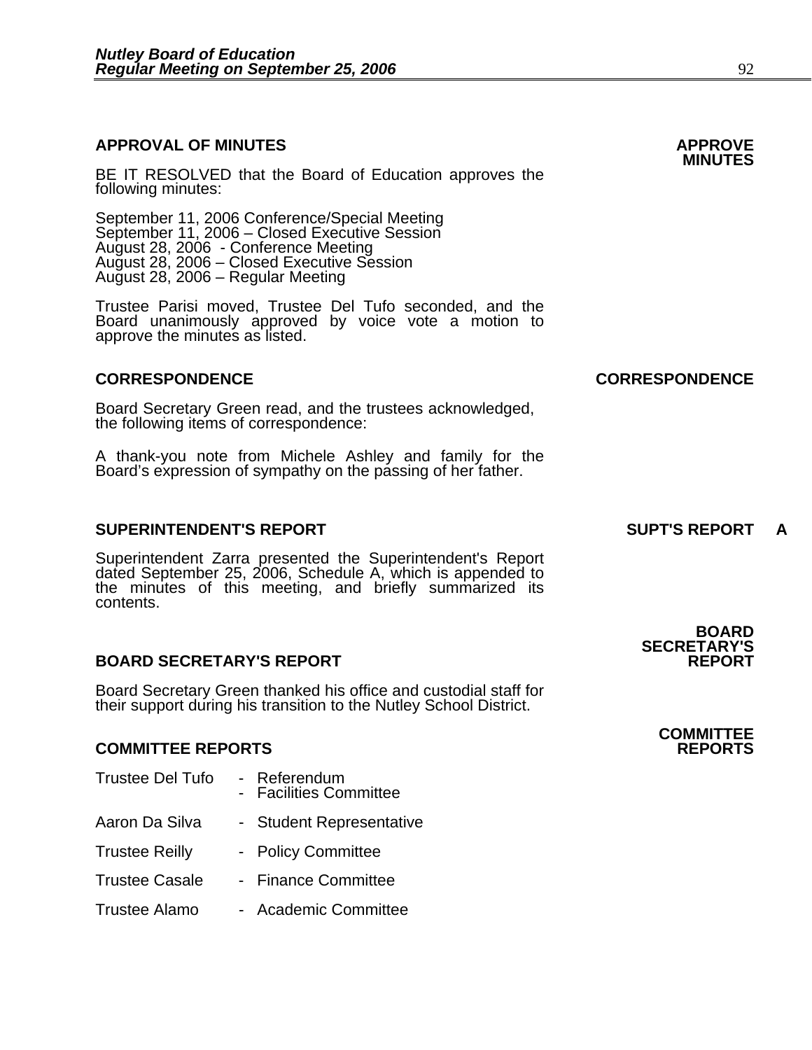**APPROVAL OF MINUTES** **APPROVE MINUTES**

BE IT RESOLVED that the Board of Education approves the following minutes:

September 11, 2006 Conference/Special Meeting
September 11, 2006 – Closed Executive Session
August 28, 2006 - Conference Meeting
August 28, 2006 – Closed Executive Session
August 28, 2006 – Regular Meeting

Trustee Parisi moved, Trustee Del Tufo seconded, and the Board unanimously approved by voice vote a motion to approve the minutes as listed.

**CORRESPONDENCE** **CORRESPONDENCE**

Board Secretary Green read, and the trustees acknowledged, the following items of correspondence:

A thank-you note from Michele Ashley and family for the Board's expression of sympathy on the passing of her father.

**SUPERINTENDENT'S REPORT** **SUPT'S REPORT A**

Superintendent Zarra presented the Superintendent's Report dated September 25, 2006, Schedule A, which is appended to the minutes of this meeting, and briefly summarized its contents.

**BOARD SECRETARY'S REPORT** **BOARD SECRETARY'S REPORT**

Board Secretary Green thanked his office and custodial staff for their support during his transition to the Nutley School District.

**COMMITTEE REPORTS** **COMMITTEE REPORTS**

| | |
|---|---|
| Trustee Del Tufo | - Referendum<br>- Facilities Committee |
| Aaron Da Silva | - Student Representative |
| Trustee Reilly | - Policy Committee |
| Trustee Casale | - Finance Committee |
| Trustee Alamo | - Academic Committee |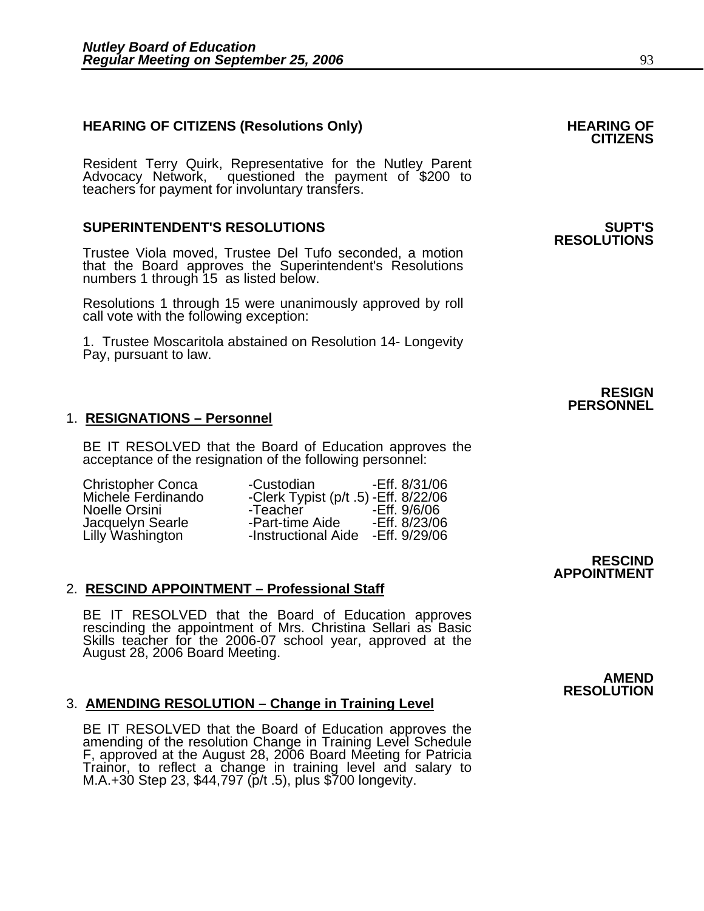## HEARING OF CITIZENS (Resolutions Only)

**HEARING OF CITIZENS**

Resident Terry Quirk, Representative for the Nutley Parent Advocacy Network, questioned the payment of $200 to teachers for payment for involuntary transfers.

## SUPERINTENDENT'S RESOLUTIONS

**SUPT'S RESOLUTIONS**

Trustee Viola moved, Trustee Del Tufo seconded, a motion that the Board approves the Superintendent's Resolutions numbers 1 through 15 as listed below.

Resolutions 1 through 15 were unanimously approved by roll call vote with the following exception:

1. Trustee Moscaritola abstained on Resolution 14- Longevity Pay, pursuant to law.

**RESIGN PERSONNEL**

### 1. RESIGNATIONS – Personnel

BE IT RESOLVED that the Board of Education approves the acceptance of the resignation of the following personnel:

| | | |
|---|---|---|
| Christopher Conca | -Custodian | -Eff. 8/31/06 |
| Michele Ferdinando | -Clerk Typist (p/t .5) | -Eff. 8/22/06 |
| Noelle Orsini | -Teacher | -Eff. 9/6/06 |
| Jacquelyn Searle | -Part-time Aide | -Eff. 8/23/06 |
| Lilly Washington | -Instructional Aide | -Eff. 9/29/06 |

**RESCIND APPOINTMENT**

### 2. RESCIND APPOINTMENT – Professional Staff

BE IT RESOLVED that the Board of Education approves rescinding the appointment of Mrs. Christina Sellari as Basic Skills teacher for the 2006-07 school year, approved at the August 28, 2006 Board Meeting.

**AMEND RESOLUTION**

### 3. AMENDING RESOLUTION – Change in Training Level

BE IT RESOLVED that the Board of Education approves the amending of the resolution Change in Training Level Schedule F, approved at the August 28, 2006 Board Meeting for Patricia Trainor, to reflect a change in training level and salary to M.A.+30 Step 23, $44,797 (p/t .5), plus $700 longevity.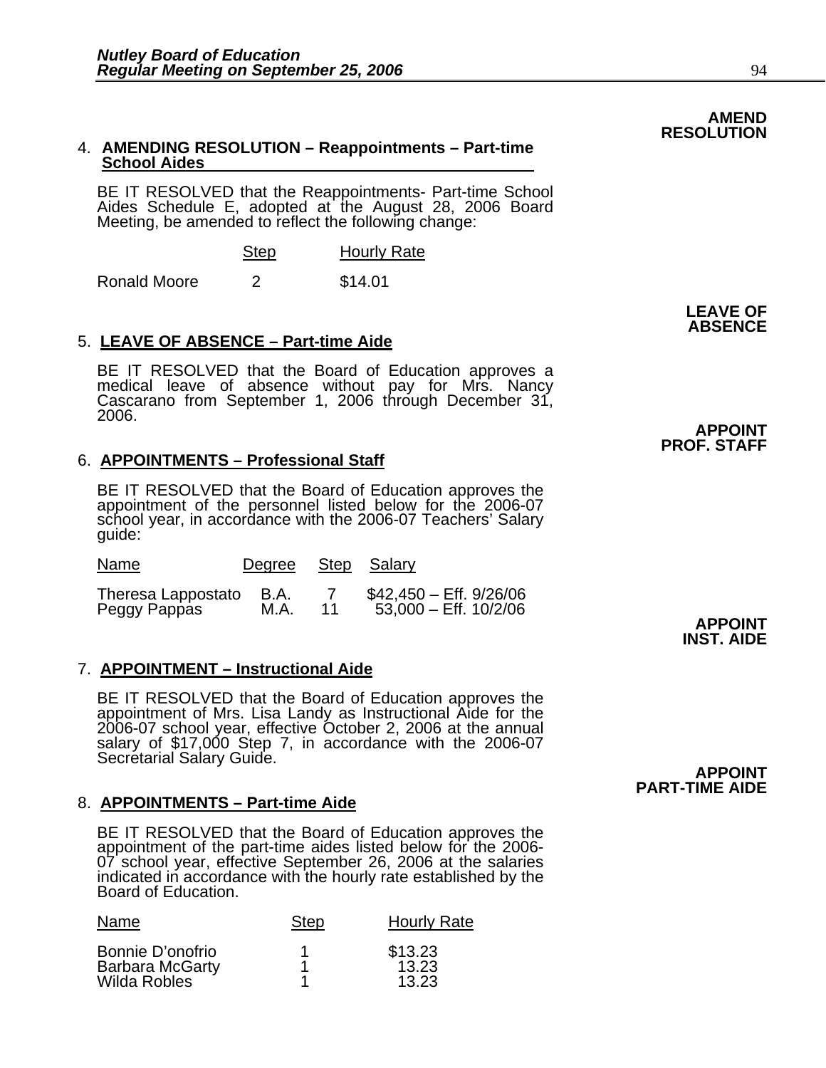**AMEND RESOLUTION**

4. **AMENDING RESOLUTION – Reappointments – Part-time School Aides**

BE IT RESOLVED that the Reappointments- Part-time School Aides Schedule E, adopted at the August 28, 2006 Board Meeting, be amended to reflect the following change:

| | Step | Hourly Rate |
|---|---|---|
| Ronald Moore | 2 | $14.01 |

**LEAVE OF ABSENCE**

5. **LEAVE OF ABSENCE – Part-time Aide**

BE IT RESOLVED that the Board of Education approves a medical leave of absence without pay for Mrs. Nancy Cascarano from September 1, 2006 through December 31, 2006.

**APPOINT PROF. STAFF**

6. **APPOINTMENTS – Professional Staff**

BE IT RESOLVED that the Board of Education approves the appointment of the personnel listed below for the 2006-07 school year, in accordance with the 2006-07 Teachers' Salary guide:

| Name | Degree | Step | Salary |
|---|---|---|---|
| Theresa Lappostato | B.A. | 7 | $42,450 – Eff. 9/26/06 |
| Peggy Pappas | M.A. | 11 | 53,000 – Eff. 10/2/06 |

**APPOINT INST. AIDE**

7. **APPOINTMENT – Instructional Aide**

BE IT RESOLVED that the Board of Education approves the appointment of Mrs. Lisa Landy as Instructional Aide for the 2006-07 school year, effective October 2, 2006 at the annual salary of $17,000 Step 7, in accordance with the 2006-07 Secretarial Salary Guide.

**APPOINT PART-TIME AIDE**

8. **APPOINTMENTS – Part-time Aide**

BE IT RESOLVED that the Board of Education approves the appointment of the part-time aides listed below for the 2006-07 school year, effective September 26, 2006 at the salaries indicated in accordance with the hourly rate established by the Board of Education.

| Name | Step | Hourly Rate |
|---|---|---|
| Bonnie D'onofrio | 1 | $13.23 |
| Barbara McGarty | 1 | 13.23 |
| Wilda Robles | 1 | 13.23 |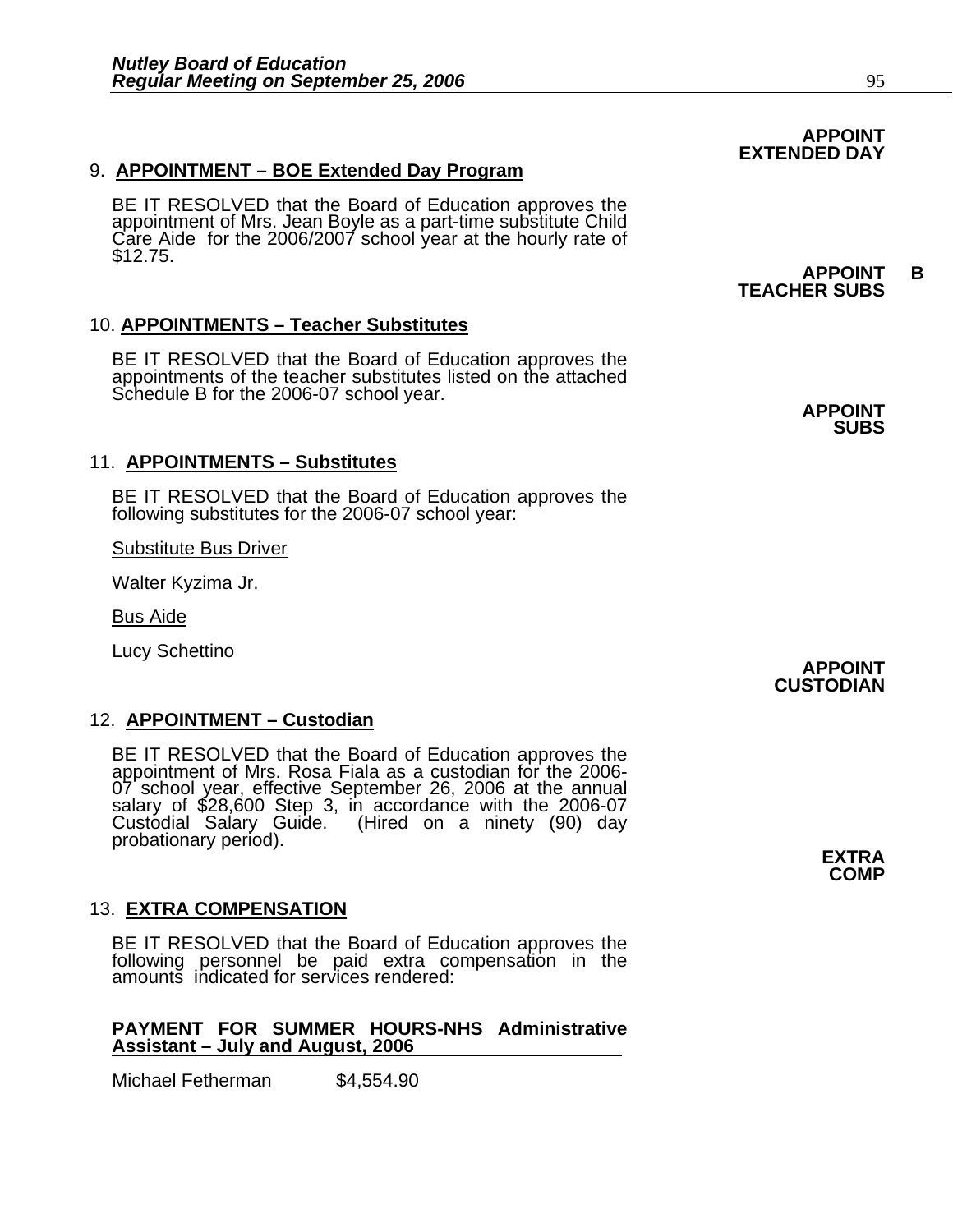**APPOINT EXTENDED DAY**

9. **APPOINTMENT – BOE Extended Day Program**

BE IT RESOLVED that the Board of Education approves the appointment of Mrs. Jean Boyle as a part-time substitute Child Care Aide for the 2006/2007 school year at the hourly rate of $12.75.

**APPOINT B TEACHER SUBS**

10. **APPOINTMENTS – Teacher Substitutes**

BE IT RESOLVED that the Board of Education approves the appointments of the teacher substitutes listed on the attached Schedule B for the 2006-07 school year.

**APPOINT SUBS**

11. **APPOINTMENTS – Substitutes**

BE IT RESOLVED that the Board of Education approves the following substitutes for the 2006-07 school year:

Substitute Bus Driver

Walter Kyzima Jr.

Bus Aide

Lucy Schettino

**APPOINT CUSTODIAN**

12. **APPOINTMENT – Custodian**

BE IT RESOLVED that the Board of Education approves the appointment of Mrs. Rosa Fiala as a custodian for the 2006-07 school year, effective September 26, 2006 at the annual salary of $28,600 Step 3, in accordance with the 2006-07 Custodial Salary Guide. (Hired on a ninety (90) day probationary period).

**EXTRA COMP**

13. **EXTRA COMPENSATION**

BE IT RESOLVED that the Board of Education approves the following personnel be paid extra compensation in the amounts indicated for services rendered:

**PAYMENT FOR SUMMER HOURS-NHS Administrative Assistant – July and August, 2006**

Michael Fetherman $4,554.90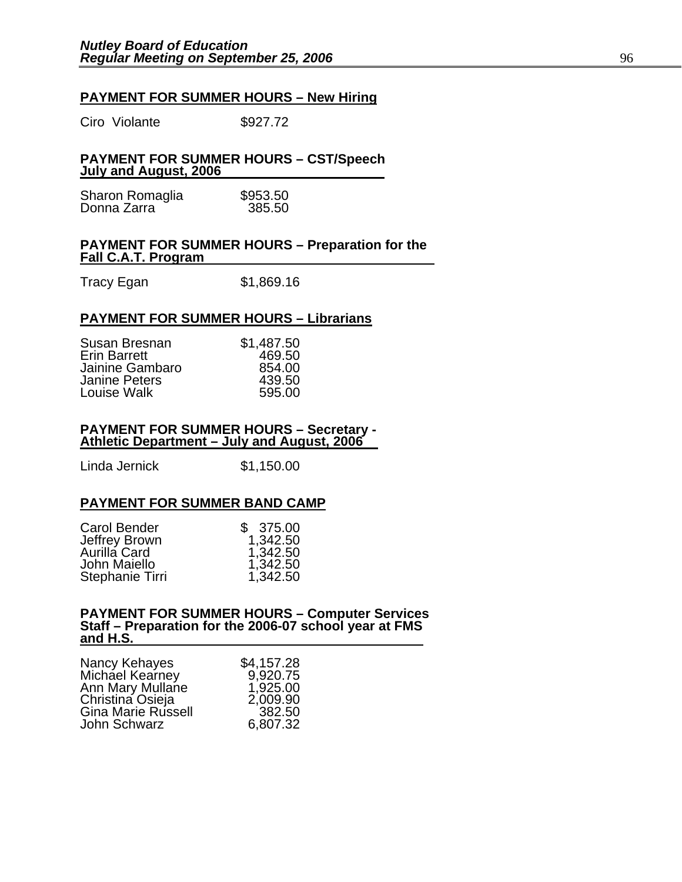**PAYMENT FOR SUMMER HOURS – New Hiring**

| | |
|---|---|
| Ciro Violante | $927.72 |

**PAYMENT FOR SUMMER HOURS – CST/Speech July and August, 2006**

| | |
|---|---|
| Sharon Romaglia | $953.50 |
| Donna Zarra | 385.50 |

**PAYMENT FOR SUMMER HOURS – Preparation for the Fall C.A.T. Program**

| | |
|---|---|
| Tracy Egan | $1,869.16 |

**PAYMENT FOR SUMMER HOURS – Librarians**

| | |
|---|---|
| Susan Bresnan | $1,487.50 |
| Erin Barrett | 469.50 |
| Jainine Gambaro | 854.00 |
| Janine Peters | 439.50 |
| Louise Walk | 595.00 |

**PAYMENT FOR SUMMER HOURS – Secretary - Athletic Department – July and August, 2006**

| | |
|---|---|
| Linda Jernick | $1,150.00 |

**PAYMENT FOR SUMMER BAND CAMP**

| | |
|---|---|
| Carol Bender | $ 375.00 |
| Jeffrey Brown | 1,342.50 |
| Aurilla Card | 1,342.50 |
| John Maiello | 1,342.50 |
| Stephanie Tirri | 1,342.50 |

**PAYMENT FOR SUMMER HOURS – Computer Services Staff – Preparation for the 2006-07 school year at FMS and H.S.**

| | |
|---|---|
| Nancy Kehayes | $4,157.28 |
| Michael Kearney | 9,920.75 |
| Ann Mary Mullane | 1,925.00 |
| Christina Osieja | 2,009.90 |
| Gina Marie Russell | 382.50 |
| John Schwarz | 6,807.32 |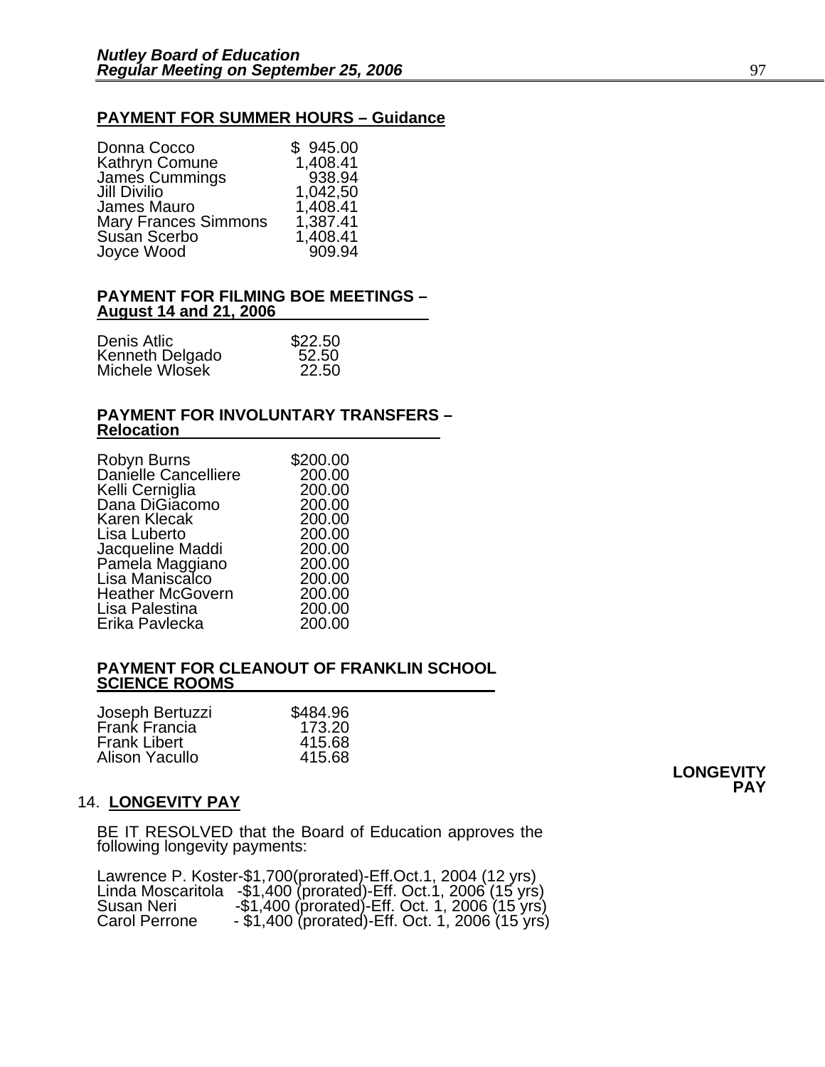**PAYMENT FOR SUMMER HOURS – Guidance**

| | |
|---|---|
| Donna Cocco | $ 945.00 |
| Kathryn Comune | 1,408.41 |
| James Cummings | 938.94 |
| Jill Divilio | 1,042,50 |
| James Mauro | 1,408.41 |
| Mary Frances Simmons | 1,387.41 |
| Susan Scerbo | 1,408.41 |
| Joyce Wood | 909.94 |

**PAYMENT FOR FILMING BOE MEETINGS – August 14 and 21, 2006**

| | |
|---|---|
| Denis Atlic | $22.50 |
| Kenneth Delgado | 52.50 |
| Michele Wlosek | 22.50 |

**PAYMENT FOR INVOLUNTARY TRANSFERS – Relocation**

| | |
|---|---|
| Robyn Burns | $200.00 |
| Danielle Cancelliere | 200.00 |
| Kelli Cerniglia | 200.00 |
| Dana DiGiacomo | 200.00 |
| Karen Klecak | 200.00 |
| Lisa Luberto | 200.00 |
| Jacqueline Maddi | 200.00 |
| Pamela Maggiano | 200.00 |
| Lisa Maniscalco | 200.00 |
| Heather McGovern | 200.00 |
| Lisa Palestina | 200.00 |
| Erika Pavlecka | 200.00 |

**PAYMENT FOR CLEANOUT OF FRANKLIN SCHOOL SCIENCE ROOMS**

| | |
|---|---|
| Joseph Bertuzzi | $484.96 |
| Frank Francia | 173.20 |
| Frank Libert | 415.68 |
| Alison Yacullo | 415.68 |

**LONGEVITY PAY**

14. **LONGEVITY PAY**

BE IT RESOLVED that the Board of Education approves the following longevity payments:

Lawrence P. Koster-$1,700(prorated)-Eff.Oct.1, 2004 (12 yrs)
Linda Moscaritola -$1,400 (prorated)-Eff. Oct.1, 2006 (15 yrs)
Susan Neri -$1,400 (prorated)-Eff. Oct. 1, 2006 (15 yrs)
Carol Perrone - $1,400 (prorated)-Eff. Oct. 1, 2006 (15 yrs)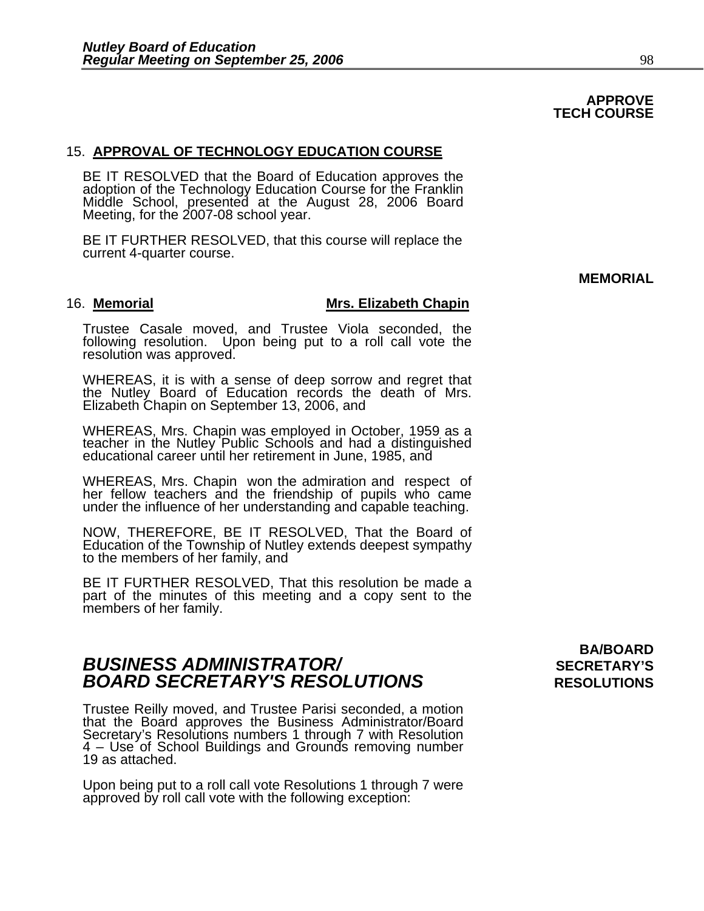**APPROVE TECH COURSE**

15. **APPROVAL OF TECHNOLOGY EDUCATION COURSE**

BE IT RESOLVED that the Board of Education approves the adoption of the Technology Education Course for the Franklin Middle School, presented at the August 28, 2006 Board Meeting, for the 2007-08 school year.

BE IT FURTHER RESOLVED, that this course will replace the current 4-quarter course.

**MEMORIAL**

16. **Memorial** **Mrs. Elizabeth Chapin**

Trustee Casale moved, and Trustee Viola seconded, the following resolution. Upon being put to a roll call vote the resolution was approved.

WHEREAS, it is with a sense of deep sorrow and regret that the Nutley Board of Education records the death of Mrs. Elizabeth Chapin on September 13, 2006, and

WHEREAS, Mrs. Chapin was employed in October, 1959 as a teacher in the Nutley Public Schools and had a distinguished educational career until her retirement in June, 1985, and

WHEREAS, Mrs. Chapin won the admiration and respect of her fellow teachers and the friendship of pupils who came under the influence of her understanding and capable teaching.

NOW, THEREFORE, BE IT RESOLVED, That the Board of Education of the Township of Nutley extends deepest sympathy to the members of her family, and

BE IT FURTHER RESOLVED, That this resolution be made a part of the minutes of this meeting and a copy sent to the members of her family.

**BA/BOARD SECRETARY'S RESOLUTIONS**

## *BUSINESS ADMINISTRATOR/ BOARD SECRETARY'S RESOLUTIONS*

Trustee Reilly moved, and Trustee Parisi seconded, a motion that the Board approves the Business Administrator/Board Secretary's Resolutions numbers 1 through 7 with Resolution 4 – Use of School Buildings and Grounds removing number 19 as attached.

Upon being put to a roll call vote Resolutions 1 through 7 were approved by roll call vote with the following exception: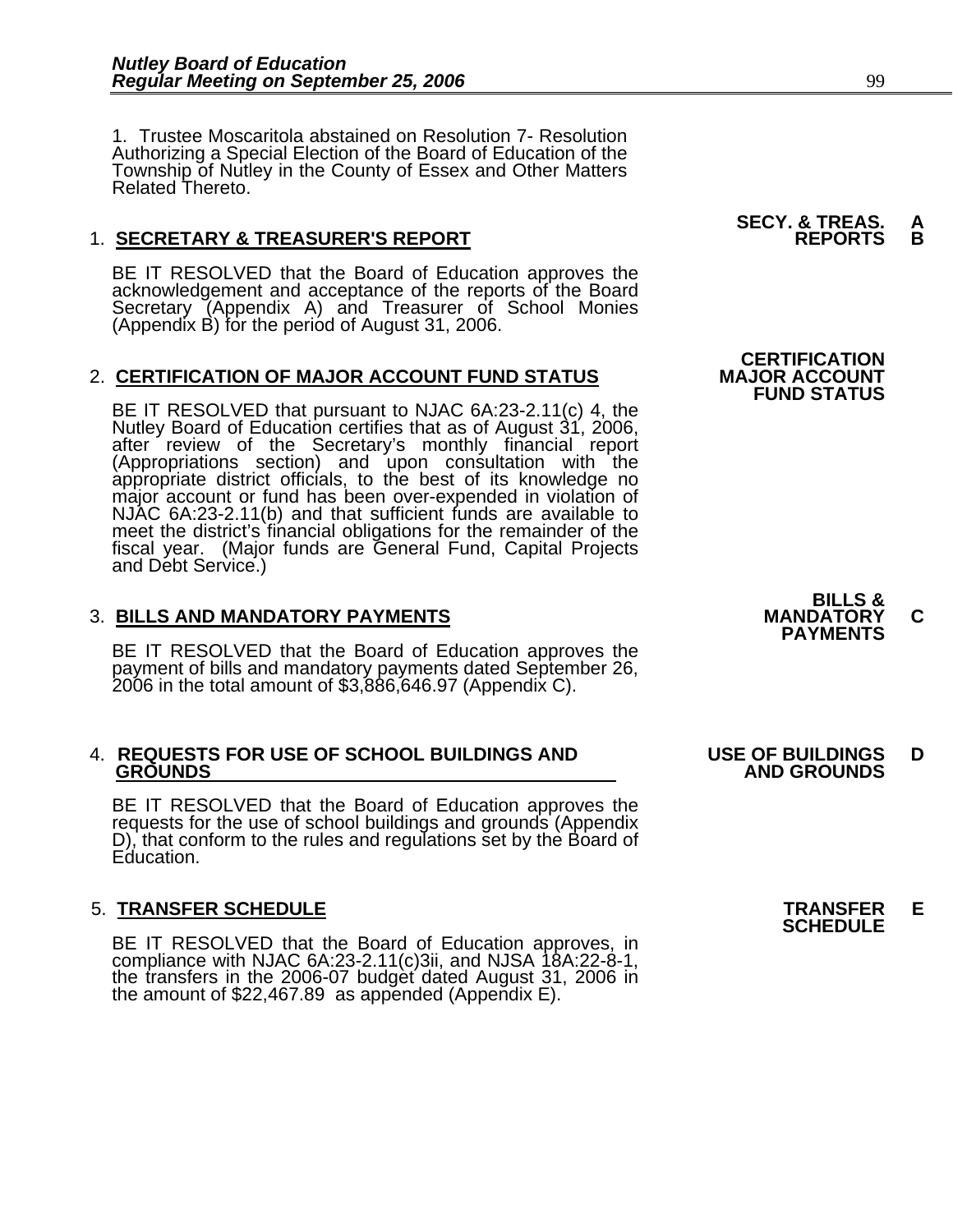1. Trustee Moscaritola abstained on Resolution 7- Resolution Authorizing a Special Election of the Board of Education of the Township of Nutley in the County of Essex and Other Matters Related Thereto.

**SECY. & TREAS. REPORTS** **A B**

1. **SECRETARY & TREASURER'S REPORT**

BE IT RESOLVED that the Board of Education approves the acknowledgement and acceptance of the reports of the Board Secretary (Appendix A) and Treasurer of School Monies (Appendix B) for the period of August 31, 2006.

**CERTIFICATION MAJOR ACCOUNT FUND STATUS**

2. **CERTIFICATION OF MAJOR ACCOUNT FUND STATUS**

BE IT RESOLVED that pursuant to NJAC 6A:23-2.11(c) 4, the Nutley Board of Education certifies that as of August 31, 2006, after review of the Secretary's monthly financial report (Appropriations section) and upon consultation with the appropriate district officials, to the best of its knowledge no major account or fund has been over-expended in violation of NJAC 6A:23-2.11(b) and that sufficient funds are available to meet the district's financial obligations for the remainder of the fiscal year. (Major funds are General Fund, Capital Projects and Debt Service.)

**BILLS & MANDATORY PAYMENTS** **C**

3. **BILLS AND MANDATORY PAYMENTS**

BE IT RESOLVED that the Board of Education approves the payment of bills and mandatory payments dated September 26, 2006 in the total amount of $3,886,646.97 (Appendix C).

**USE OF BUILDINGS AND GROUNDS** **D**

4. **REQUESTS FOR USE OF SCHOOL BUILDINGS AND GROUNDS**

BE IT RESOLVED that the Board of Education approves the requests for the use of school buildings and grounds (Appendix D), that conform to the rules and regulations set by the Board of Education.

**TRANSFER SCHEDULE** **E**

5. **TRANSFER SCHEDULE**

BE IT RESOLVED that the Board of Education approves, in compliance with NJAC 6A:23-2.11(c)3ii, and NJSA 18A:22-8-1, the transfers in the 2006-07 budget dated August 31, 2006 in the amount of $22,467.89 as appended (Appendix E).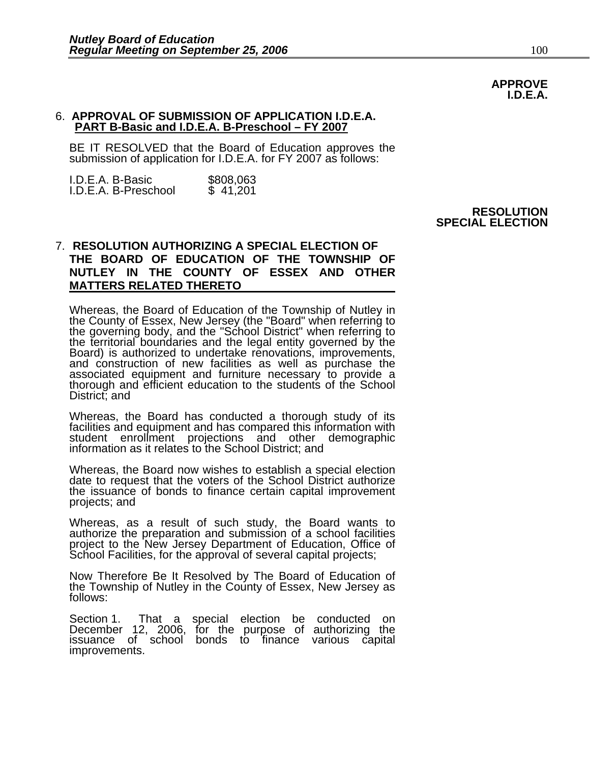**APPROVE I.D.E.A.**

6. **APPROVAL OF SUBMISSION OF APPLICATION I.D.E.A. PART B-Basic and I.D.E.A. B-Preschool – FY 2007**

BE IT RESOLVED that the Board of Education approves the submission of application for I.D.E.A. for FY 2007 as follows:

| | |
|---|---|
| I.D.E.A. B-Basic | $808,063 |
| I.D.E.A. B-Preschool | $ 41,201 |

**RESOLUTION SPECIAL ELECTION**

7. **RESOLUTION AUTHORIZING A SPECIAL ELECTION OF THE BOARD OF EDUCATION OF THE TOWNSHIP OF NUTLEY IN THE COUNTY OF ESSEX AND OTHER MATTERS RELATED THERETO**

Whereas, the Board of Education of the Township of Nutley in the County of Essex, New Jersey (the "Board" when referring to the governing body, and the "School District" when referring to the territorial boundaries and the legal entity governed by the Board) is authorized to undertake renovations, improvements, and construction of new facilities as well as purchase the associated equipment and furniture necessary to provide a thorough and efficient education to the students of the School District; and

Whereas, the Board has conducted a thorough study of its facilities and equipment and has compared this information with student enrollment projections and other demographic information as it relates to the School District; and

Whereas, the Board now wishes to establish a special election date to request that the voters of the School District authorize the issuance of bonds to finance certain capital improvement projects; and

Whereas, as a result of such study, the Board wants to authorize the preparation and submission of a school facilities project to the New Jersey Department of Education, Office of School Facilities, for the approval of several capital projects;

Now Therefore Be It Resolved by The Board of Education of the Township of Nutley in the County of Essex, New Jersey as follows:

Section 1. That a special election be conducted on December 12, 2006, for the purpose of authorizing the issuance of school bonds to finance various capital improvements.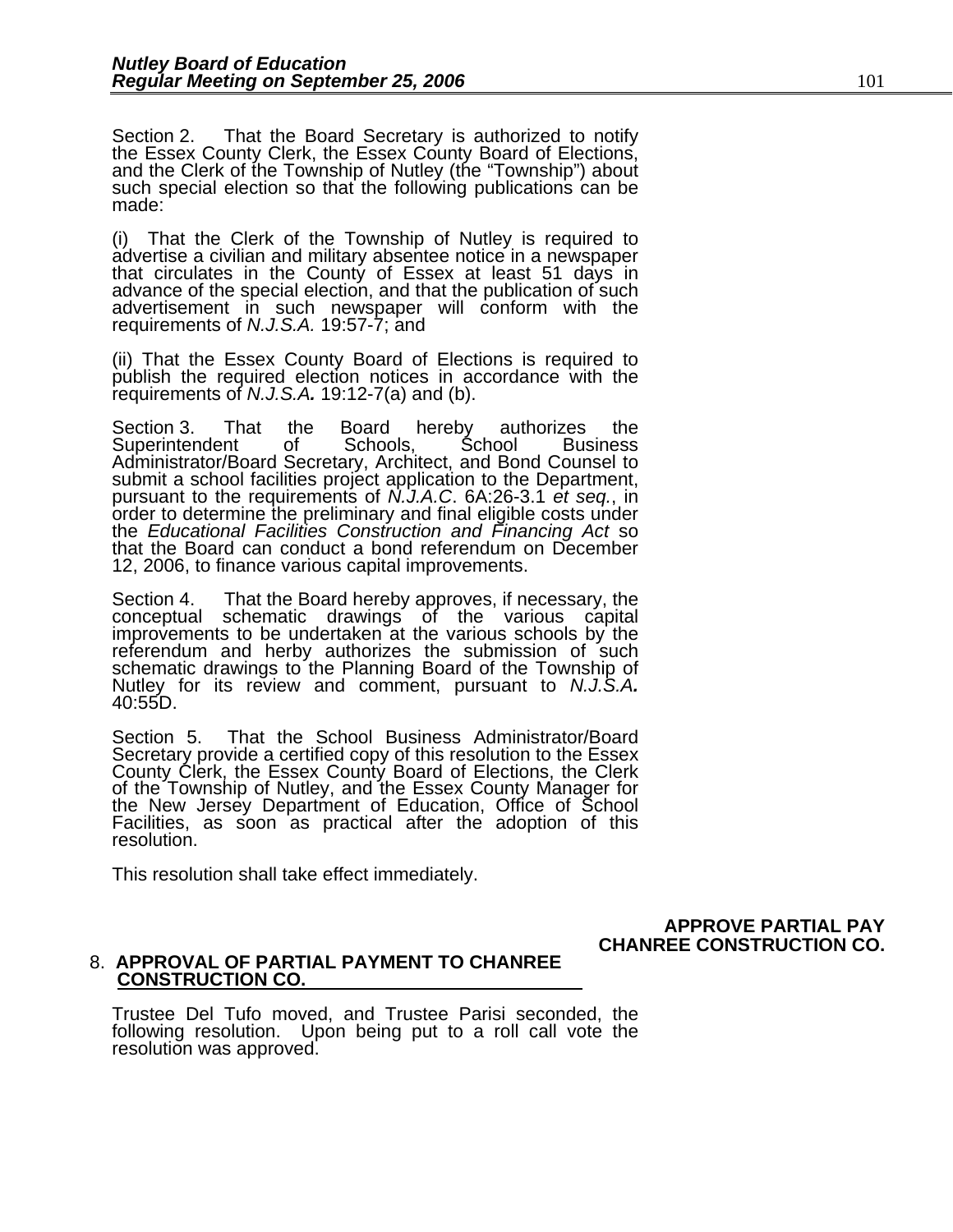Section 2. That the Board Secretary is authorized to notify the Essex County Clerk, the Essex County Board of Elections, and the Clerk of the Township of Nutley (the "Township") about such special election so that the following publications can be made:

(i) That the Clerk of the Township of Nutley is required to advertise a civilian and military absentee notice in a newspaper that circulates in the County of Essex at least 51 days in advance of the special election, and that the publication of such advertisement in such newspaper will conform with the requirements of *N.J.S.A.* 19:57-7; and

(ii) That the Essex County Board of Elections is required to publish the required election notices in accordance with the requirements of ***N.J.S.A.*** 19:12-7(a) and (b).

Section 3. That the Board hereby authorizes the Superintendent of Schools, School Business Administrator/Board Secretary, Architect, and Bond Counsel to submit a school facilities project application to the Department, pursuant to the requirements of *N.J.A.C*. 6A:26-3.1 *et seq.*, in order to determine the preliminary and final eligible costs under the *Educational Facilities Construction and Financing Act* so that the Board can conduct a bond referendum on December 12, 2006, to finance various capital improvements.

Section 4. That the Board hereby approves, if necessary, the conceptual schematic drawings of the various capital improvements to be undertaken at the various schools by the referendum and herby authorizes the submission of such schematic drawings to the Planning Board of the Township of Nutley for its review and comment, pursuant to ***N.J.S.A.*** 40:55D.

Section 5. That the School Business Administrator/Board Secretary provide a certified copy of this resolution to the Essex County Clerk, the Essex County Board of Elections, the Clerk of the Township of Nutley, and the Essex County Manager for the New Jersey Department of Education, Office of School Facilities, as soon as practical after the adoption of this resolution.

This resolution shall take effect immediately.

**APPROVE PARTIAL PAY CHANREE CONSTRUCTION CO.**

8. **APPROVAL OF PARTIAL PAYMENT TO CHANREE CONSTRUCTION CO.**

Trustee Del Tufo moved, and Trustee Parisi seconded, the following resolution. Upon being put to a roll call vote the resolution was approved.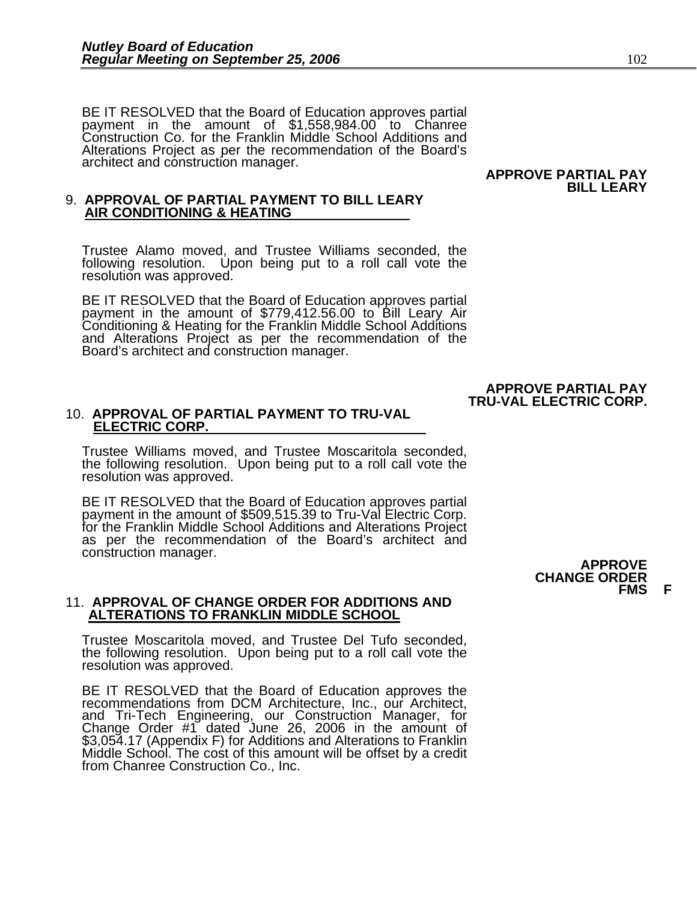BE IT RESOLVED that the Board of Education approves partial payment in the amount of $1,558,984.00 to Chanree Construction Co. for the Franklin Middle School Additions and Alterations Project as per the recommendation of the Board's architect and construction manager.

**APPROVE PARTIAL PAY BILL LEARY**

9. **APPROVAL OF PARTIAL PAYMENT TO BILL LEARY AIR CONDITIONING & HEATING**

Trustee Alamo moved, and Trustee Williams seconded, the following resolution. Upon being put to a roll call vote the resolution was approved.

BE IT RESOLVED that the Board of Education approves partial payment in the amount of $779,412.56.00 to Bill Leary Air Conditioning & Heating for the Franklin Middle School Additions and Alterations Project as per the recommendation of the Board's architect and construction manager.

**APPROVE PARTIAL PAY TRU-VAL ELECTRIC CORP.**

10. **APPROVAL OF PARTIAL PAYMENT TO TRU-VAL ELECTRIC CORP.**

Trustee Williams moved, and Trustee Moscaritola seconded, the following resolution. Upon being put to a roll call vote the resolution was approved.

BE IT RESOLVED that the Board of Education approves partial payment in the amount of $509,515.39 to Tru-Val Electric Corp. for the Franklin Middle School Additions and Alterations Project as per the recommendation of the Board's architect and construction manager.

**APPROVE CHANGE ORDER FMS F**

11. **APPROVAL OF CHANGE ORDER FOR ADDITIONS AND ALTERATIONS TO FRANKLIN MIDDLE SCHOOL**

Trustee Moscaritola moved, and Trustee Del Tufo seconded, the following resolution. Upon being put to a roll call vote the resolution was approved.

BE IT RESOLVED that the Board of Education approves the recommendations from DCM Architecture, Inc., our Architect, and Tri-Tech Engineering, our Construction Manager, for Change Order #1 dated June 26, 2006 in the amount of $3,054.17 (Appendix F) for Additions and Alterations to Franklin Middle School. The cost of this amount will be offset by a credit from Chanree Construction Co., Inc.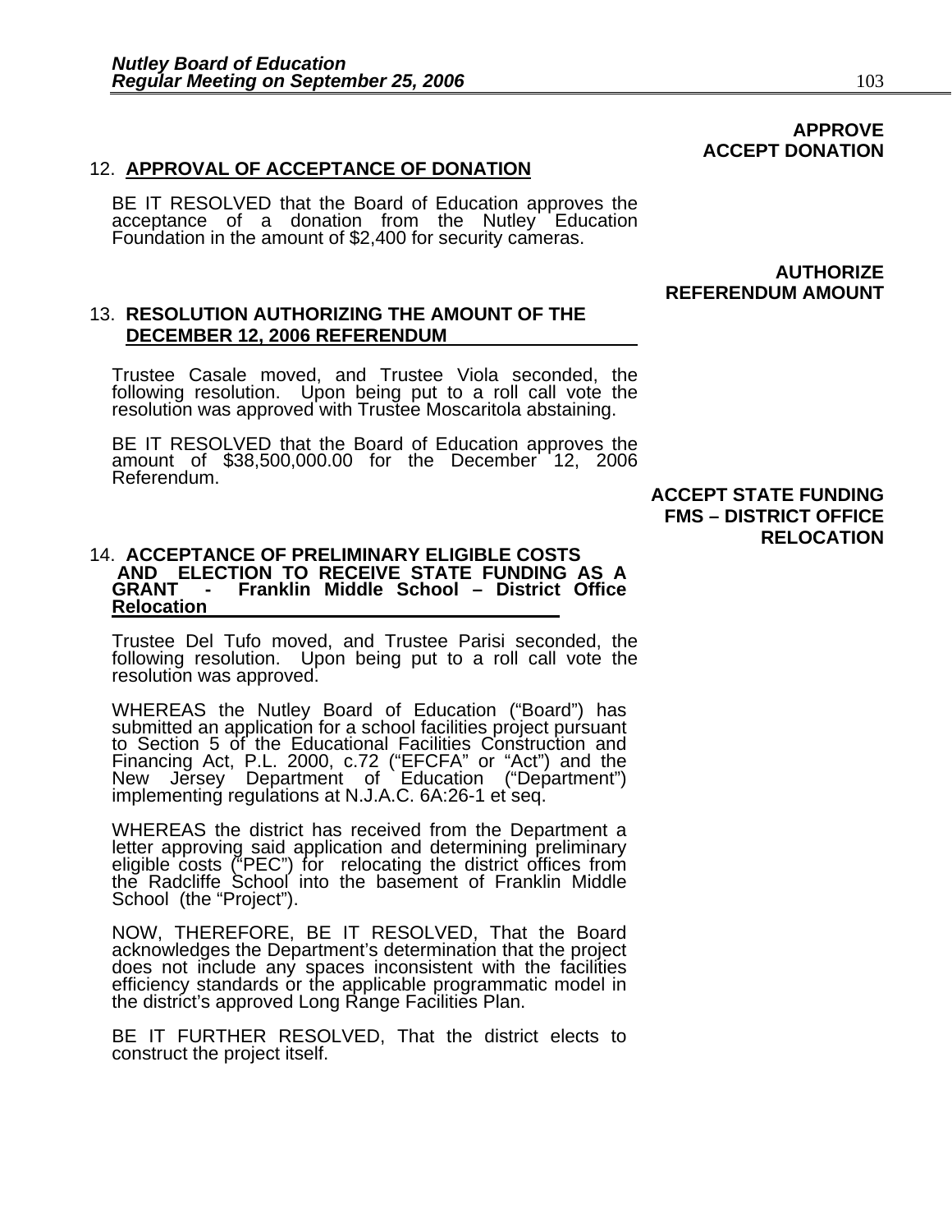**APPROVE ACCEPT DONATION**

12. **APPROVAL OF ACCEPTANCE OF DONATION**

BE IT RESOLVED that the Board of Education approves the acceptance of a donation from the Nutley Education Foundation in the amount of $2,400 for security cameras.

**AUTHORIZE REFERENDUM AMOUNT**

13. **RESOLUTION AUTHORIZING THE AMOUNT OF THE DECEMBER 12, 2006 REFERENDUM**

Trustee Casale moved, and Trustee Viola seconded, the following resolution. Upon being put to a roll call vote the resolution was approved with Trustee Moscaritola abstaining.

BE IT RESOLVED that the Board of Education approves the amount of $38,500,000.00 for the December 12, 2006 Referendum.

**ACCEPT STATE FUNDING FMS – DISTRICT OFFICE RELOCATION**

14. **ACCEPTANCE OF PRELIMINARY ELIGIBLE COSTS AND ELECTION TO RECEIVE STATE FUNDING AS A GRANT - Franklin Middle School – District Office Relocation**

Trustee Del Tufo moved, and Trustee Parisi seconded, the following resolution. Upon being put to a roll call vote the resolution was approved.

WHEREAS the Nutley Board of Education ("Board") has submitted an application for a school facilities project pursuant to Section 5 of the Educational Facilities Construction and Financing Act, P.L. 2000, c.72 ("EFCFA" or "Act") and the New Jersey Department of Education ("Department") implementing regulations at N.J.A.C. 6A:26-1 et seq.

WHEREAS the district has received from the Department a letter approving said application and determining preliminary eligible costs ("PEC") for relocating the district offices from the Radcliffe School into the basement of Franklin Middle School (the "Project").

NOW, THEREFORE, BE IT RESOLVED, That the Board acknowledges the Department's determination that the project does not include any spaces inconsistent with the facilities efficiency standards or the applicable programmatic model in the district's approved Long Range Facilities Plan.

BE IT FURTHER RESOLVED, That the district elects to construct the project itself.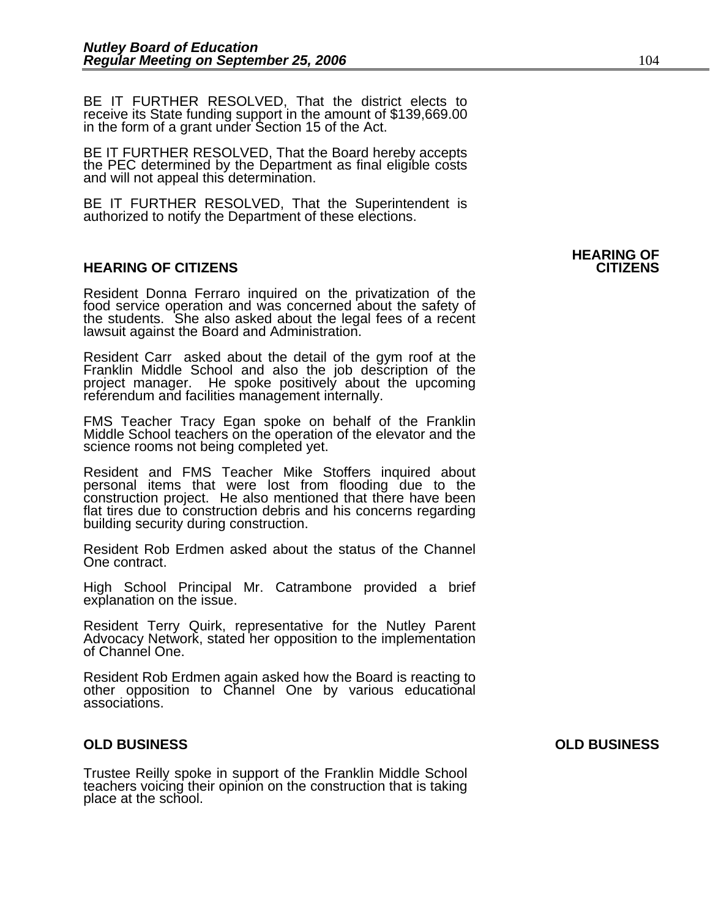BE IT FURTHER RESOLVED, That the district elects to receive its State funding support in the amount of $139,669.00 in the form of a grant under Section 15 of the Act.

BE IT FURTHER RESOLVED, That the Board hereby accepts the PEC determined by the Department as final eligible costs and will not appeal this determination.

BE IT FURTHER RESOLVED, That the Superintendent is authorized to notify the Department of these elections.

## HEARING OF CITIZENS

Resident Donna Ferraro inquired on the privatization of the food service operation and was concerned about the safety of the students. She also asked about the legal fees of a recent lawsuit against the Board and Administration.

Resident Carr asked about the detail of the gym roof at the Franklin Middle School and also the job description of the project manager. He spoke positively about the upcoming referendum and facilities management internally.

FMS Teacher Tracy Egan spoke on behalf of the Franklin Middle School teachers on the operation of the elevator and the science rooms not being completed yet.

Resident and FMS Teacher Mike Stoffers inquired about personal items that were lost from flooding due to the construction project. He also mentioned that there have been flat tires due to construction debris and his concerns regarding building security during construction.

Resident Rob Erdmen asked about the status of the Channel One contract.

High School Principal Mr. Catrambone provided a brief explanation on the issue.

Resident Terry Quirk, representative for the Nutley Parent Advocacy Network, stated her opposition to the implementation of Channel One.

Resident Rob Erdmen again asked how the Board is reacting to other opposition to Channel One by various educational associations.

## OLD BUSINESS

Trustee Reilly spoke in support of the Franklin Middle School teachers voicing their opinion on the construction that is taking place at the school.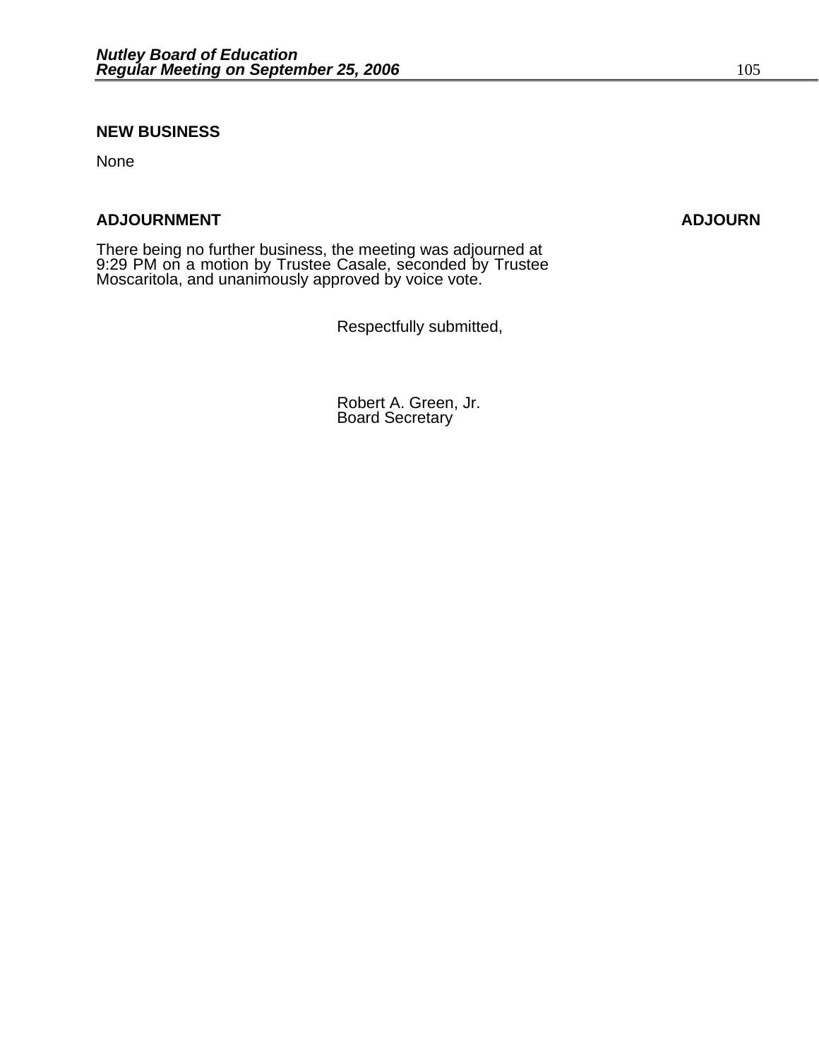## NEW BUSINESS

None

## ADJOURNMENT

**ADJOURN**

There being no further business, the meeting was adjourned at 9:29 PM on a motion by Trustee Casale, seconded by Trustee Moscaritola, and unanimously approved by voice vote.

Respectfully submitted,

Robert A. Green, Jr.
Board Secretary